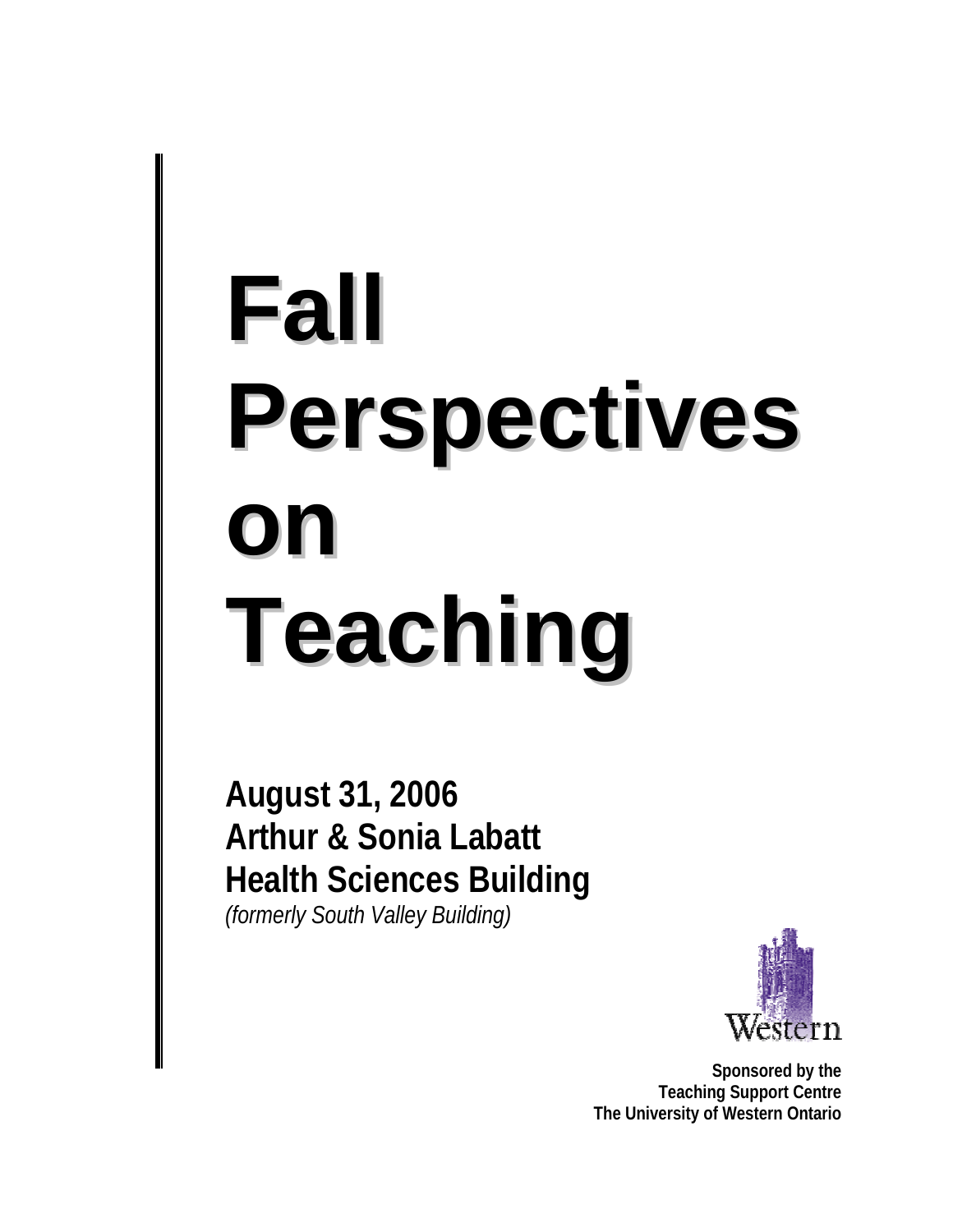# Fall Perspectives on Teaching

**August 31, 2006**
**Arthur & Sonia Labatt**
**Health Sciences Building**
*(formerly South Valley Building)*

Western

**Sponsored by the**
**Teaching Support Centre**
**The University of Western Ontario**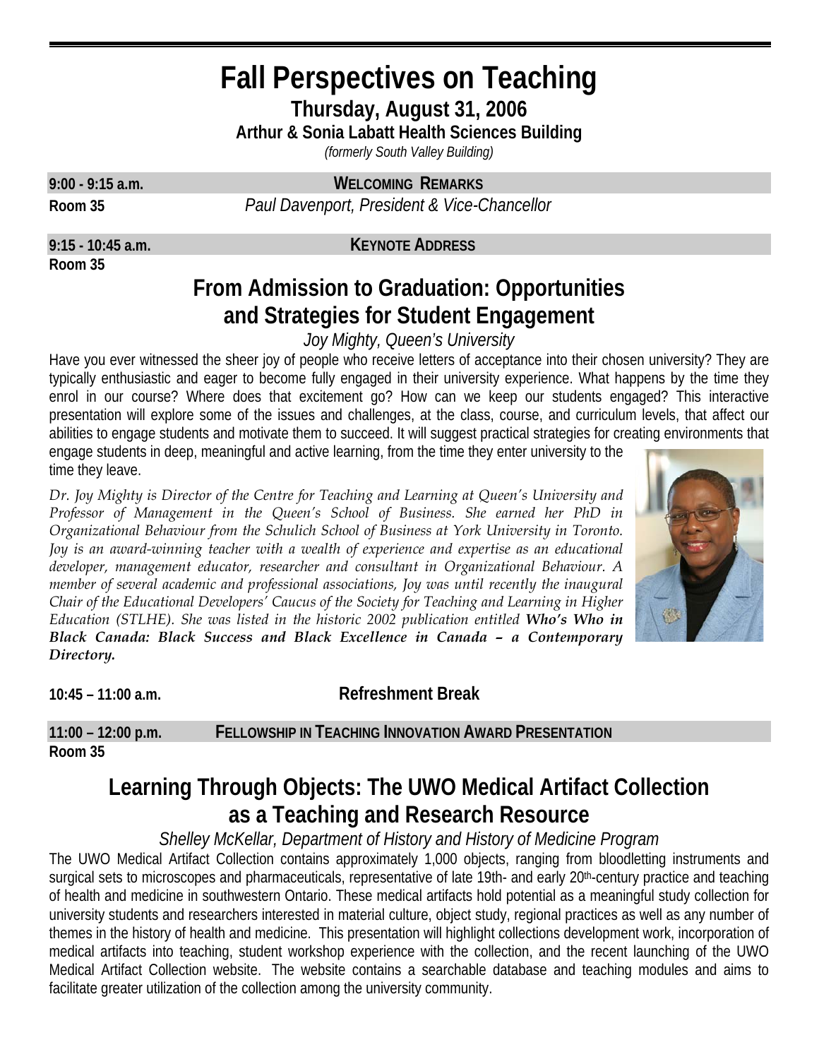# Fall Perspectives on Teaching

## Thursday, August 31, 2006

**Arthur & Sonia Labatt Health Sciences Building**

*(formerly South Valley Building)*

**9:00 - 9:15 a.m.** — **WELCOMING REMARKS**

**Room 35** — *Paul Davenport, President & Vice-Chancellor*

**9:15 - 10:45 a.m.** — **KEYNOTE ADDRESS**

**Room 35**

## From Admission to Graduation: Opportunities and Strategies for Student Engagement

*Joy Mighty, Queen's University*

Have you ever witnessed the sheer joy of people who receive letters of acceptance into their chosen university? They are typically enthusiastic and eager to become fully engaged in their university experience. What happens by the time they enrol in our course? Where does that excitement go? How can we keep our students engaged? This interactive presentation will explore some of the issues and challenges, at the class, course, and curriculum levels, that affect our abilities to engage students and motivate them to succeed. It will suggest practical strategies for creating environments that engage students in deep, meaningful and active learning, from the time they enter university to the time they leave.

*Dr. Joy Mighty is Director of the Centre for Teaching and Learning at Queen's University and Professor of Management in the Queen's School of Business. She earned her PhD in Organizational Behaviour from the Schulich School of Business at York University in Toronto. Joy is an award-winning teacher with a wealth of experience and expertise as an educational developer, management educator, researcher and consultant in Organizational Behaviour. A member of several academic and professional associations, Joy was until recently the inaugural Chair of the Educational Developers' Caucus of the Society for Teaching and Learning in Higher Education (STLHE). She was listed in the historic 2002 publication entitled* ***Who's Who in Black Canada: Black Success and Black Excellence in Canada – a Contemporary Directory.***

**10:45 – 11:00 a.m.** — **Refreshment Break**

**11:00 – 12:00 p.m.** — **FELLOWSHIP IN TEACHING INNOVATION AWARD PRESENTATION**

**Room 35**

## Learning Through Objects: The UWO Medical Artifact Collection as a Teaching and Research Resource

*Shelley McKellar, Department of History and History of Medicine Program*

The UWO Medical Artifact Collection contains approximately 1,000 objects, ranging from bloodletting instruments and surgical sets to microscopes and pharmaceuticals, representative of late 19th- and early 20th-century practice and teaching of health and medicine in southwestern Ontario. These medical artifacts hold potential as a meaningful study collection for university students and researchers interested in material culture, object study, regional practices as well as any number of themes in the history of health and medicine. This presentation will highlight collections development work, incorporation of medical artifacts into teaching, student workshop experience with the collection, and the recent launching of the UWO Medical Artifact Collection website. The website contains a searchable database and teaching modules and aims to facilitate greater utilization of the collection among the university community.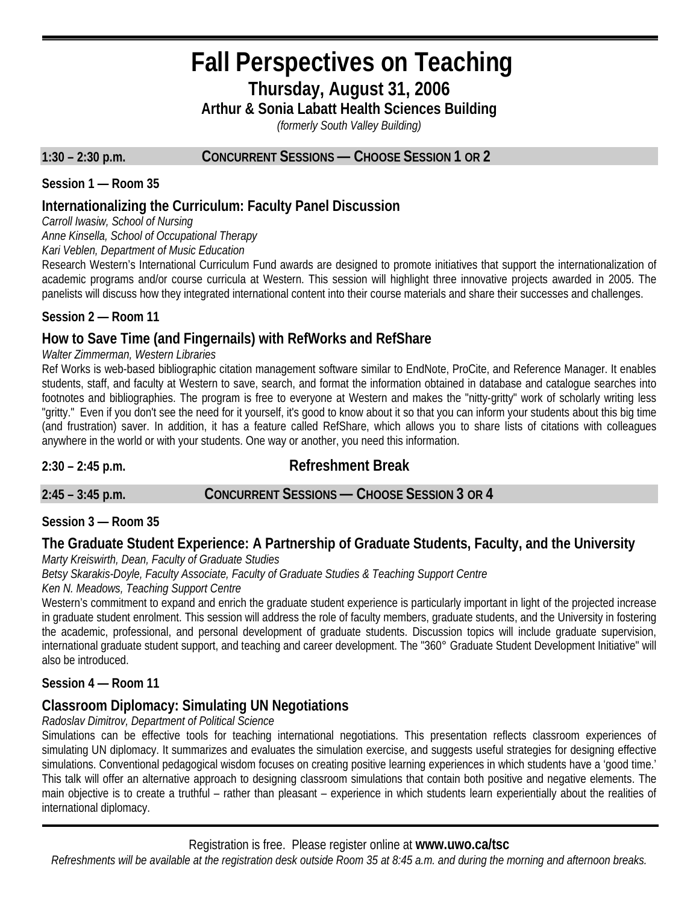# Fall Perspectives on Teaching

## Thursday, August 31, 2006

### Arthur & Sonia Labatt Health Sciences Building

*(formerly South Valley Building)*

**1:30 – 2:30 p.m.** **CONCURRENT SESSIONS — CHOOSE SESSION 1 OR 2**

**Session 1 — Room 35**

### Internationalizing the Curriculum: Faculty Panel Discussion

*Carroll Iwasiw, School of Nursing*
*Anne Kinsella, School of Occupational Therapy*
*Kari Veblen, Department of Music Education*

Research Western's International Curriculum Fund awards are designed to promote initiatives that support the internationalization of academic programs and/or course curricula at Western. This session will highlight three innovative projects awarded in 2005. The panelists will discuss how they integrated international content into their course materials and share their successes and challenges.

**Session 2 — Room 11**

### How to Save Time (and Fingernails) with RefWorks and RefShare

*Walter Zimmerman, Western Libraries*

Ref Works is web-based bibliographic citation management software similar to EndNote, ProCite, and Reference Manager. It enables students, staff, and faculty at Western to save, search, and format the information obtained in database and catalogue searches into footnotes and bibliographies. The program is free to everyone at Western and makes the "nitty-gritty" work of scholarly writing less "gritty." Even if you don't see the need for it yourself, it's good to know about it so that you can inform your students about this big time (and frustration) saver. In addition, it has a feature called RefShare, which allows you to share lists of citations with colleagues anywhere in the world or with your students. One way or another, you need this information.

**2:30 – 2:45 p.m.** **Refreshment Break**

**2:45 – 3:45 p.m.** **CONCURRENT SESSIONS — CHOOSE SESSION 3 OR 4**

**Session 3 — Room 35**

### The Graduate Student Experience: A Partnership of Graduate Students, Faculty, and the University

*Marty Kreiswirth, Dean, Faculty of Graduate Studies*
*Betsy Skarakis-Doyle, Faculty Associate, Faculty of Graduate Studies & Teaching Support Centre*
*Ken N. Meadows, Teaching Support Centre*

Western's commitment to expand and enrich the graduate student experience is particularly important in light of the projected increase in graduate student enrolment. This session will address the role of faculty members, graduate students, and the University in fostering the academic, professional, and personal development of graduate students. Discussion topics will include graduate supervision, international graduate student support, and teaching and career development. The "360° Graduate Student Development Initiative" will also be introduced.

**Session 4 — Room 11**

### Classroom Diplomacy: Simulating UN Negotiations

*Radoslav Dimitrov, Department of Political Science*

Simulations can be effective tools for teaching international negotiations. This presentation reflects classroom experiences of simulating UN diplomacy. It summarizes and evaluates the simulation exercise, and suggests useful strategies for designing effective simulations. Conventional pedagogical wisdom focuses on creating positive learning experiences in which students have a 'good time.' This talk will offer an alternative approach to designing classroom simulations that contain both positive and negative elements. The main objective is to create a truthful – rather than pleasant – experience in which students learn experientially about the realities of international diplomacy.

---

Registration is free. Please register online at **www.uwo.ca/tsc**

*Refreshments will be available at the registration desk outside Room 35 at 8:45 a.m. and during the morning and afternoon breaks.*